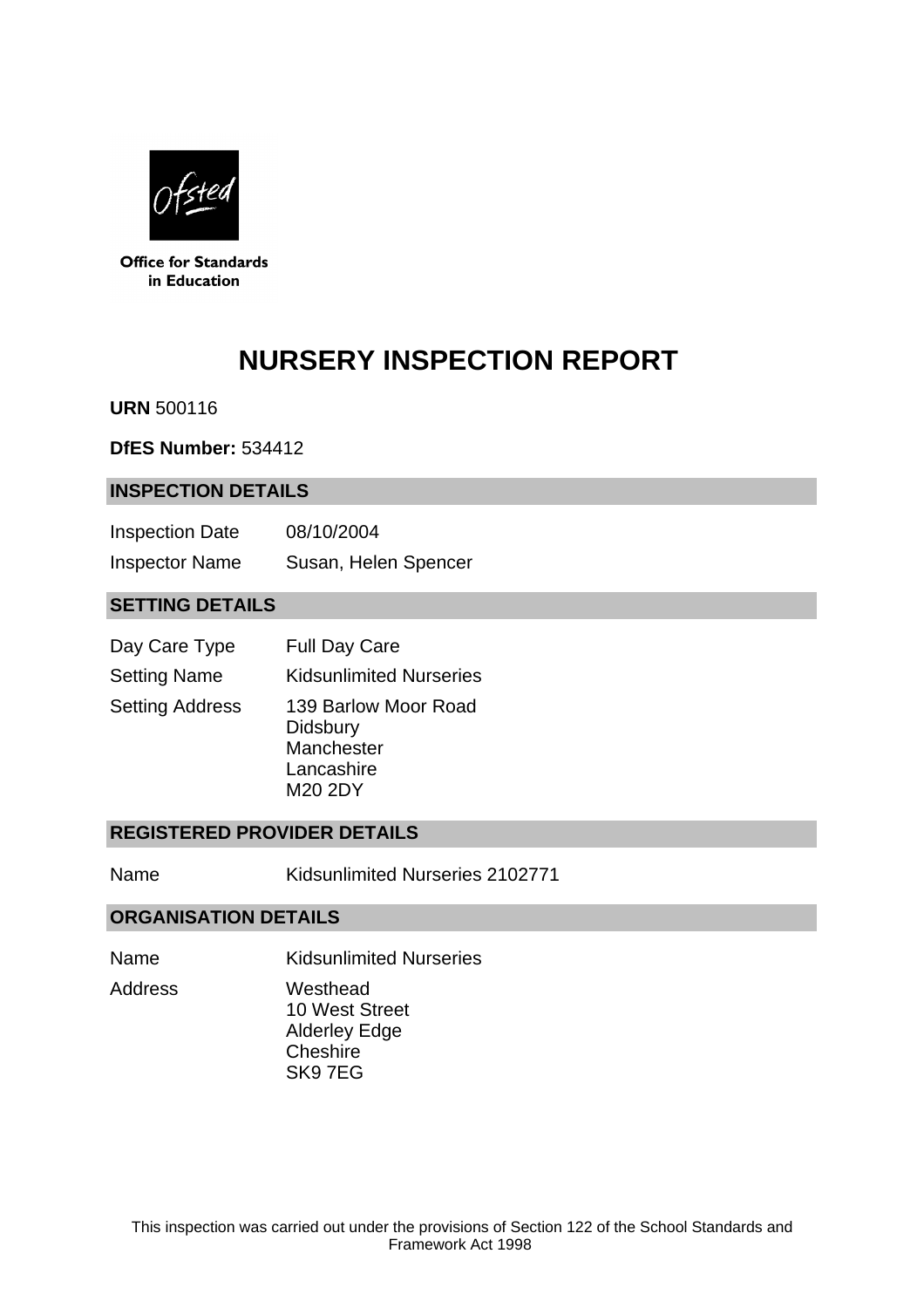Office for Standards in Education

# NURSERY INSPECTION REPORT

**URN** 500116

**DfES Number:** 534412

## INSPECTION DETAILS

| | |
|---|---|
| Inspection Date | 08/10/2004 |
| Inspector Name | Susan, Helen Spencer |

## SETTING DETAILS

| | |
|---|---|
| Day Care Type | Full Day Care |
| Setting Name | Kidsunlimited Nurseries |
| Setting Address | 139 Barlow Moor Road<br>Didsbury<br>Manchester<br>Lancashire<br>M20 2DY |

## REGISTERED PROVIDER DETAILS

| | |
|---|---|
| Name | Kidsunlimited Nurseries 2102771 |

## ORGANISATION DETAILS

| | |
|---|---|
| Name | Kidsunlimited Nurseries |
| Address | Westhead<br>10 West Street<br>Alderley Edge<br>Cheshire<br>SK9 7EG |

This inspection was carried out under the provisions of Section 122 of the School Standards and Framework Act 1998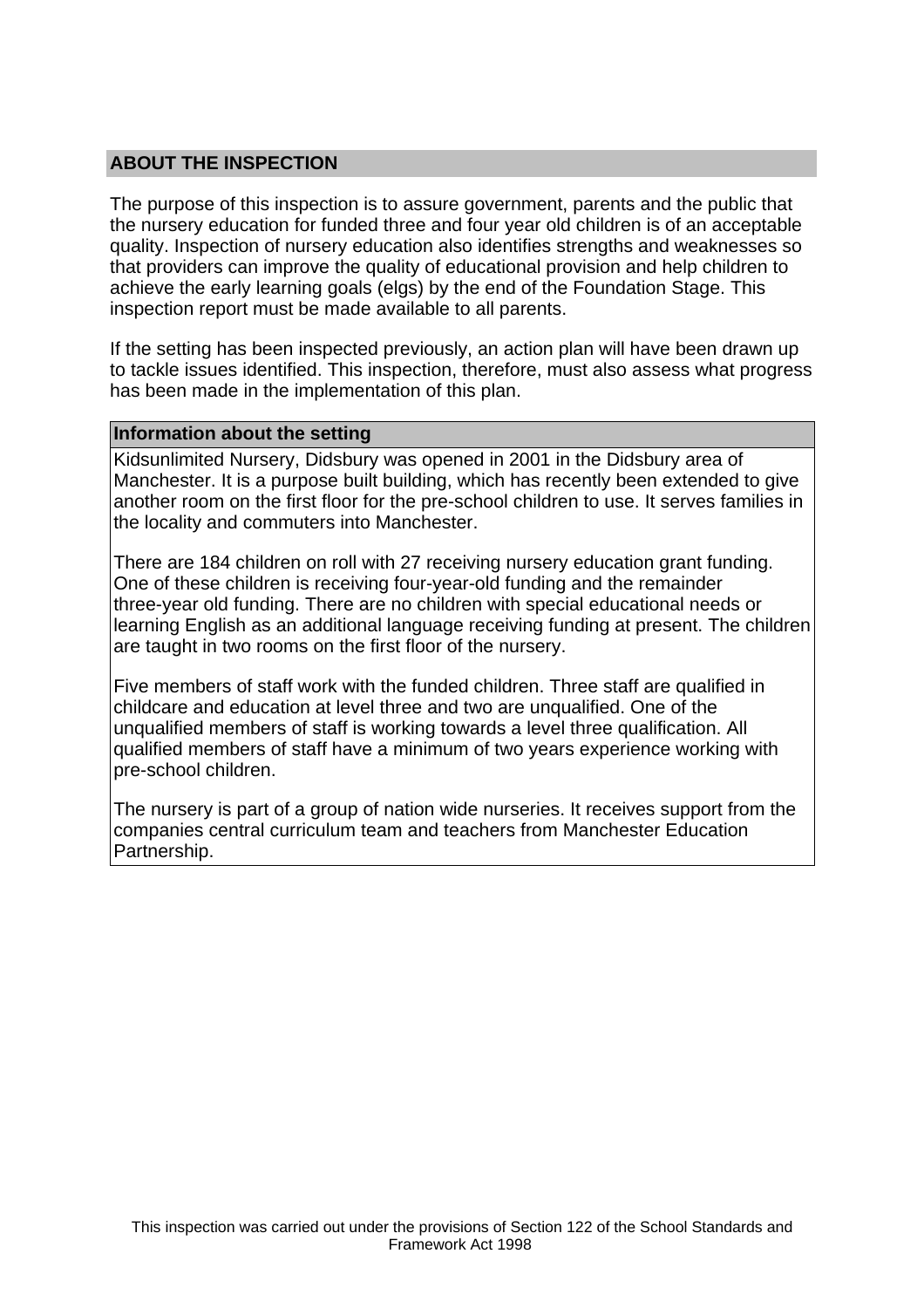## ABOUT THE INSPECTION

The purpose of this inspection is to assure government, parents and the public that the nursery education for funded three and four year old children is of an acceptable quality. Inspection of nursery education also identifies strengths and weaknesses so that providers can improve the quality of educational provision and help children to achieve the early learning goals (elgs) by the end of the Foundation Stage. This inspection report must be made available to all parents.

If the setting has been inspected previously, an action plan will have been drawn up to tackle issues identified. This inspection, therefore, must also assess what progress has been made in the implementation of this plan.

### Information about the setting

Kidsunlimited Nursery, Didsbury was opened in 2001 in the Didsbury area of Manchester. It is a purpose built building, which has recently been extended to give another room on the first floor for the pre-school children to use. It serves families in the locality and commuters into Manchester.

There are 184 children on roll with 27 receiving nursery education grant funding. One of these children is receiving four-year-old funding and the remainder three-year old funding. There are no children with special educational needs or learning English as an additional language receiving funding at present. The children are taught in two rooms on the first floor of the nursery.

Five members of staff work with the funded children. Three staff are qualified in childcare and education at level three and two are unqualified. One of the unqualified members of staff is working towards a level three qualification. All qualified members of staff have a minimum of two years experience working with pre-school children.

The nursery is part of a group of nation wide nurseries. It receives support from the companies central curriculum team and teachers from Manchester Education Partnership.

This inspection was carried out under the provisions of Section 122 of the School Standards and Framework Act 1998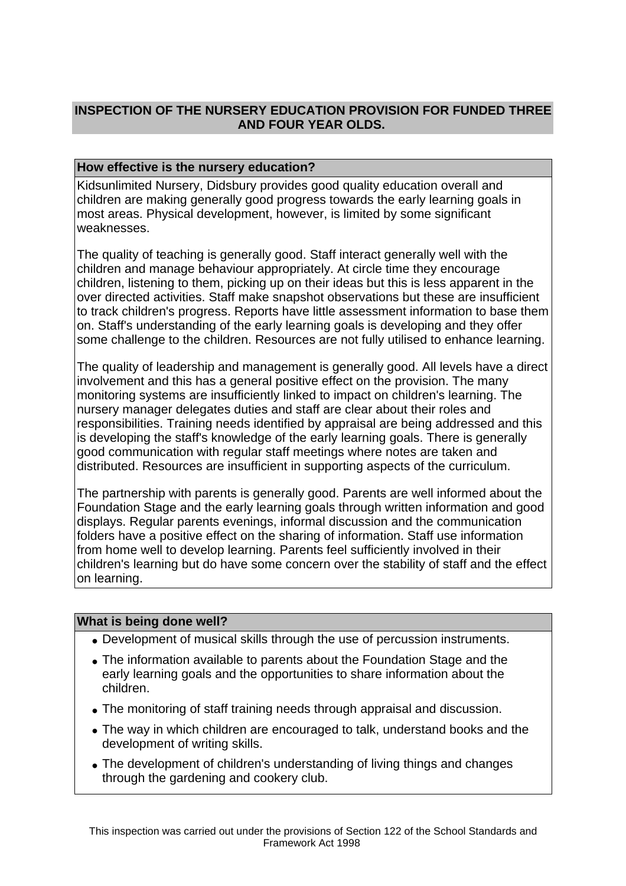## INSPECTION OF THE NURSERY EDUCATION PROVISION FOR FUNDED THREE AND FOUR YEAR OLDS.

### How effective is the nursery education?

Kidsunlimited Nursery, Didsbury provides good quality education overall and children are making generally good progress towards the early learning goals in most areas. Physical development, however, is limited by some significant weaknesses.

The quality of teaching is generally good. Staff interact generally well with the children and manage behaviour appropriately. At circle time they encourage children, listening to them, picking up on their ideas but this is less apparent in the over directed activities. Staff make snapshot observations but these are insufficient to track children's progress. Reports have little assessment information to base them on. Staff's understanding of the early learning goals is developing and they offer some challenge to the children. Resources are not fully utilised to enhance learning.

The quality of leadership and management is generally good. All levels have a direct involvement and this has a general positive effect on the provision. The many monitoring systems are insufficiently linked to impact on children's learning. The nursery manager delegates duties and staff are clear about their roles and responsibilities. Training needs identified by appraisal are being addressed and this is developing the staff's knowledge of the early learning goals. There is generally good communication with regular staff meetings where notes are taken and distributed. Resources are insufficient in supporting aspects of the curriculum.

The partnership with parents is generally good. Parents are well informed about the Foundation Stage and the early learning goals through written information and good displays. Regular parents evenings, informal discussion and the communication folders have a positive effect on the sharing of information. Staff use information from home well to develop learning. Parents feel sufficiently involved in their children's learning but do have some concern over the stability of staff and the effect on learning.

### What is being done well?

- Development of musical skills through the use of percussion instruments.
- The information available to parents about the Foundation Stage and the early learning goals and the opportunities to share information about the children.
- The monitoring of staff training needs through appraisal and discussion.
- The way in which children are encouraged to talk, understand books and the development of writing skills.
- The development of children's understanding of living things and changes through the gardening and cookery club.

This inspection was carried out under the provisions of Section 122 of the School Standards and Framework Act 1998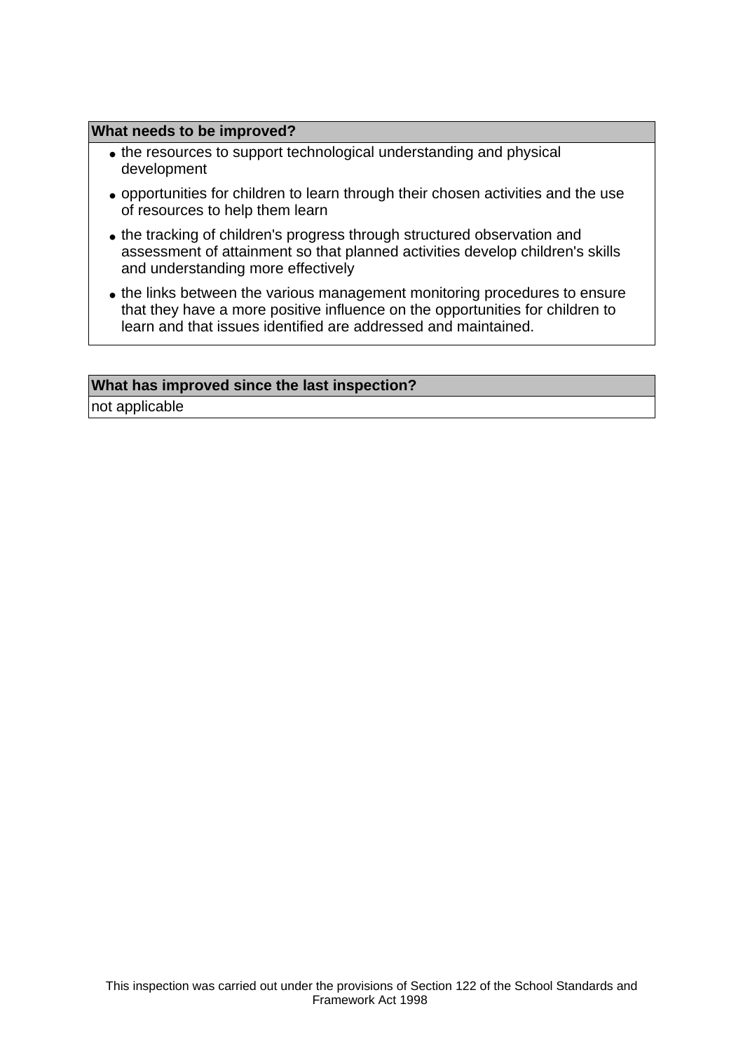**What needs to be improved?**

- the resources to support technological understanding and physical development
- opportunities for children to learn through their chosen activities and the use of resources to help them learn
- the tracking of children's progress through structured observation and assessment of attainment so that planned activities develop children's skills and understanding more effectively
- the links between the various management monitoring procedures to ensure that they have a more positive influence on the opportunities for children to learn and that issues identified are addressed and maintained.

**What has improved since the last inspection?**

not applicable

This inspection was carried out under the provisions of Section 122 of the School Standards and Framework Act 1998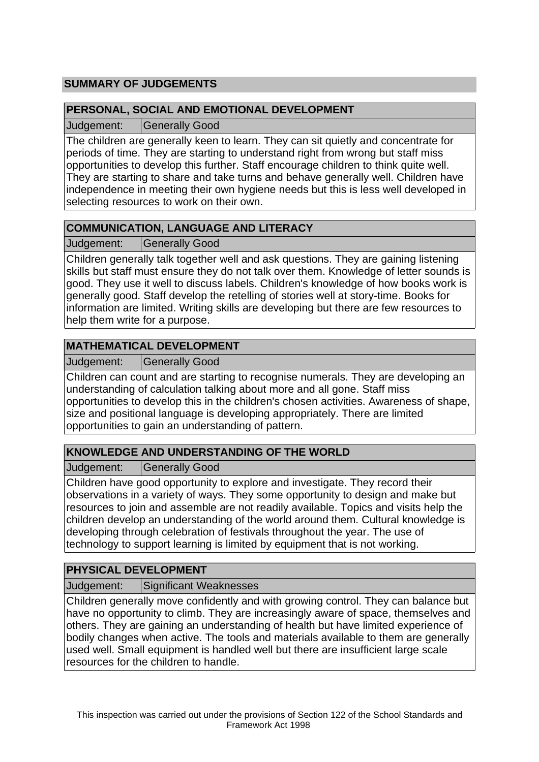## SUMMARY OF JUDGEMENTS

### PERSONAL, SOCIAL AND EMOTIONAL DEVELOPMENT

| Judgement: | Generally Good |
|---|---|

The children are generally keen to learn. They can sit quietly and concentrate for periods of time. They are starting to understand right from wrong but staff miss opportunities to develop this further. Staff encourage children to think quite well. They are starting to share and take turns and behave generally well. Children have independence in meeting their own hygiene needs but this is less well developed in selecting resources to work on their own.

### COMMUNICATION, LANGUAGE AND LITERACY

| Judgement: | Generally Good |
|---|---|

Children generally talk together well and ask questions. They are gaining listening skills but staff must ensure they do not talk over them. Knowledge of letter sounds is good. They use it well to discuss labels. Children's knowledge of how books work is generally good. Staff develop the retelling of stories well at story-time. Books for information are limited. Writing skills are developing but there are few resources to help them write for a purpose.

### MATHEMATICAL DEVELOPMENT

| Judgement: | Generally Good |
|---|---|

Children can count and are starting to recognise numerals. They are developing an understanding of calculation talking about more and all gone. Staff miss opportunities to develop this in the children's chosen activities. Awareness of shape, size and positional language is developing appropriately. There are limited opportunities to gain an understanding of pattern.

### KNOWLEDGE AND UNDERSTANDING OF THE WORLD

| Judgement: | Generally Good |
|---|---|

Children have good opportunity to explore and investigate. They record their observations in a variety of ways. They some opportunity to design and make but resources to join and assemble are not readily available. Topics and visits help the children develop an understanding of the world around them. Cultural knowledge is developing through celebration of festivals throughout the year. The use of technology to support learning is limited by equipment that is not working.

### PHYSICAL DEVELOPMENT

| Judgement: | Significant Weaknesses |
|---|---|

Children generally move confidently and with growing control. They can balance but have no opportunity to climb. They are increasingly aware of space, themselves and others. They are gaining an understanding of health but have limited experience of bodily changes when active. The tools and materials available to them are generally used well. Small equipment is handled well but there are insufficient large scale resources for the children to handle.

This inspection was carried out under the provisions of Section 122 of the School Standards and Framework Act 1998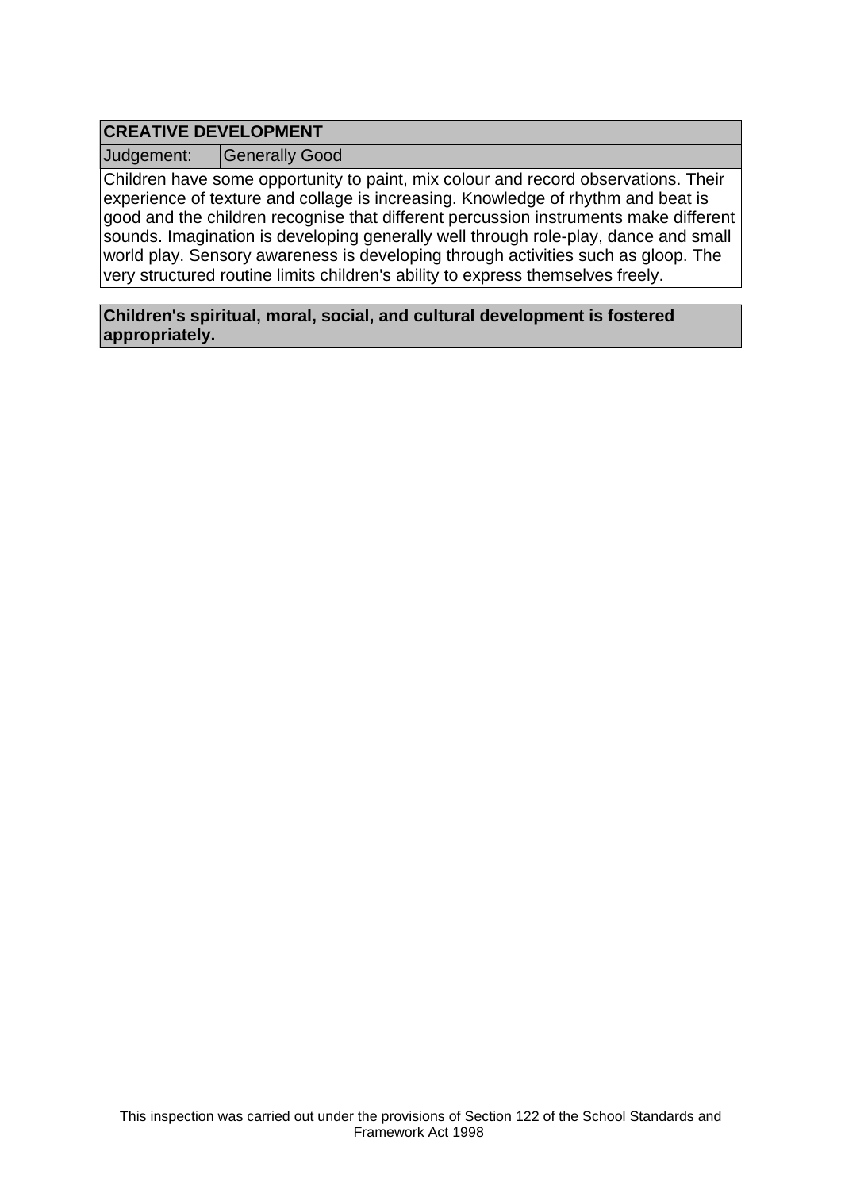## CREATIVE DEVELOPMENT

| Judgement: | Generally Good |
|---|---|

Children have some opportunity to paint, mix colour and record observations. Their experience of texture and collage is increasing. Knowledge of rhythm and beat is good and the children recognise that different percussion instruments make different sounds. Imagination is developing generally well through role-play, dance and small world play. Sensory awareness is developing through activities such as gloop. The very structured routine limits children's ability to express themselves freely.

**Children's spiritual, moral, social, and cultural development is fostered appropriately.**

This inspection was carried out under the provisions of Section 122 of the School Standards and Framework Act 1998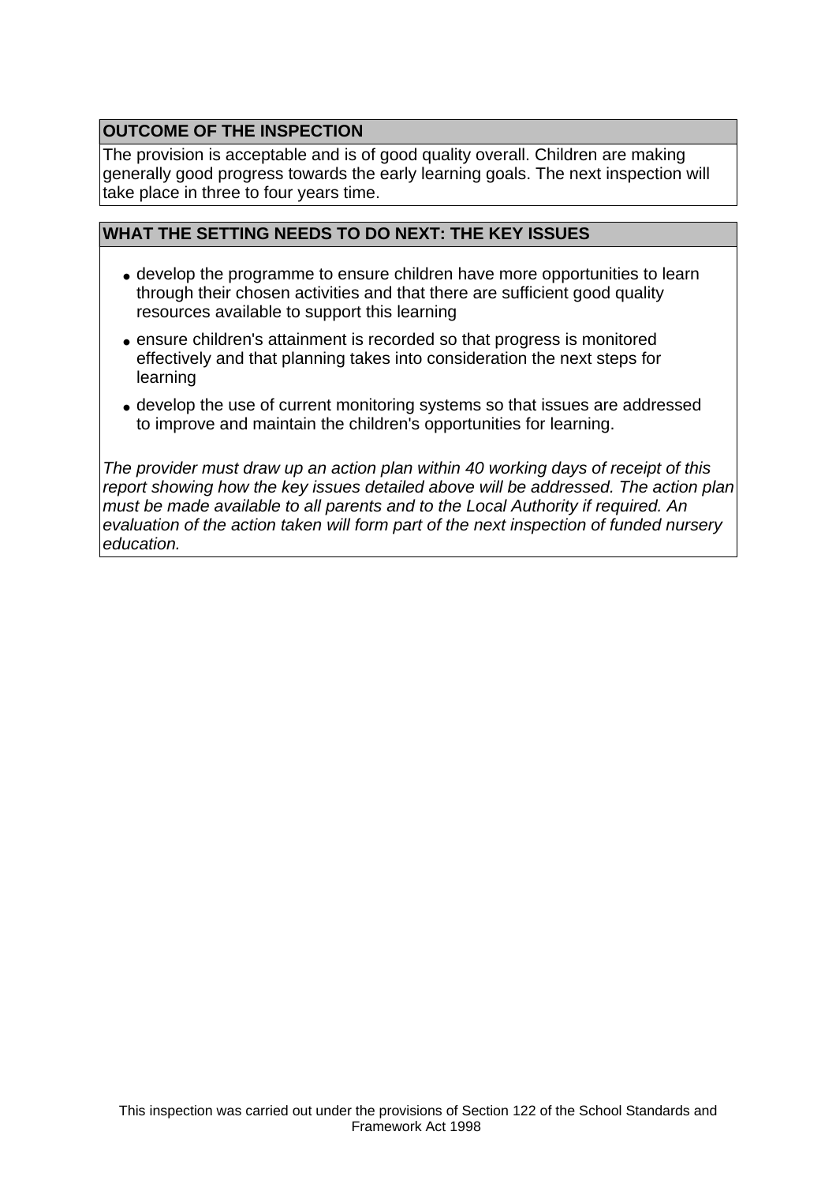## OUTCOME OF THE INSPECTION

The provision is acceptable and is of good quality overall. Children are making generally good progress towards the early learning goals. The next inspection will take place in three to four years time.

## WHAT THE SETTING NEEDS TO DO NEXT: THE KEY ISSUES

- develop the programme to ensure children have more opportunities to learn through their chosen activities and that there are sufficient good quality resources available to support this learning
- ensure children's attainment is recorded so that progress is monitored effectively and that planning takes into consideration the next steps for learning
- develop the use of current monitoring systems so that issues are addressed to improve and maintain the children's opportunities for learning.

*The provider must draw up an action plan within 40 working days of receipt of this report showing how the key issues detailed above will be addressed. The action plan must be made available to all parents and to the Local Authority if required. An evaluation of the action taken will form part of the next inspection of funded nursery education.*

This inspection was carried out under the provisions of Section 122 of the School Standards and Framework Act 1998